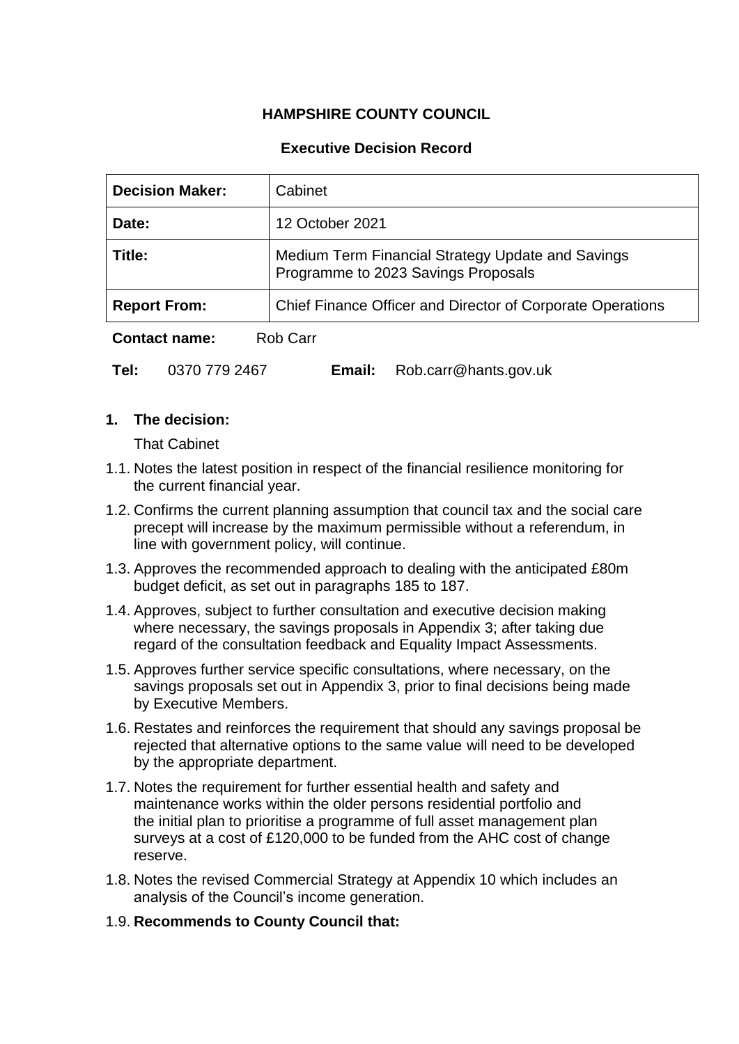# HAMPSHIRE COUNTY COUNCIL

## Executive Decision Record

| **Decision Maker:** | Cabinet |
|---|---|
| **Date:** | 12 October 2021 |
| **Title:** | Medium Term Financial Strategy Update and Savings Programme to 2023 Savings Proposals |
| **Report From:** | Chief Finance Officer and Director of Corporate Operations |

**Contact name:** Rob Carr

**Tel:** 0370 779 2467 **Email:** Rob.carr@hants.gov.uk

**1. The decision:**

That Cabinet

1.1. Notes the latest position in respect of the financial resilience monitoring for the current financial year.

1.2. Confirms the current planning assumption that council tax and the social care precept will increase by the maximum permissible without a referendum, in line with government policy, will continue.

1.3. Approves the recommended approach to dealing with the anticipated £80m budget deficit, as set out in paragraphs 185 to 187.

1.4. Approves, subject to further consultation and executive decision making where necessary, the savings proposals in Appendix 3; after taking due regard of the consultation feedback and Equality Impact Assessments.

1.5. Approves further service specific consultations, where necessary, on the savings proposals set out in Appendix 3, prior to final decisions being made by Executive Members.

1.6. Restates and reinforces the requirement that should any savings proposal be rejected that alternative options to the same value will need to be developed by the appropriate department.

1.7. Notes the requirement for further essential health and safety and maintenance works within the older persons residential portfolio and the initial plan to prioritise a programme of full asset management plan surveys at a cost of £120,000 to be funded from the AHC cost of change reserve.

1.8. Notes the revised Commercial Strategy at Appendix 10 which includes an analysis of the Council's income generation.

1.9. **Recommends to County Council that:**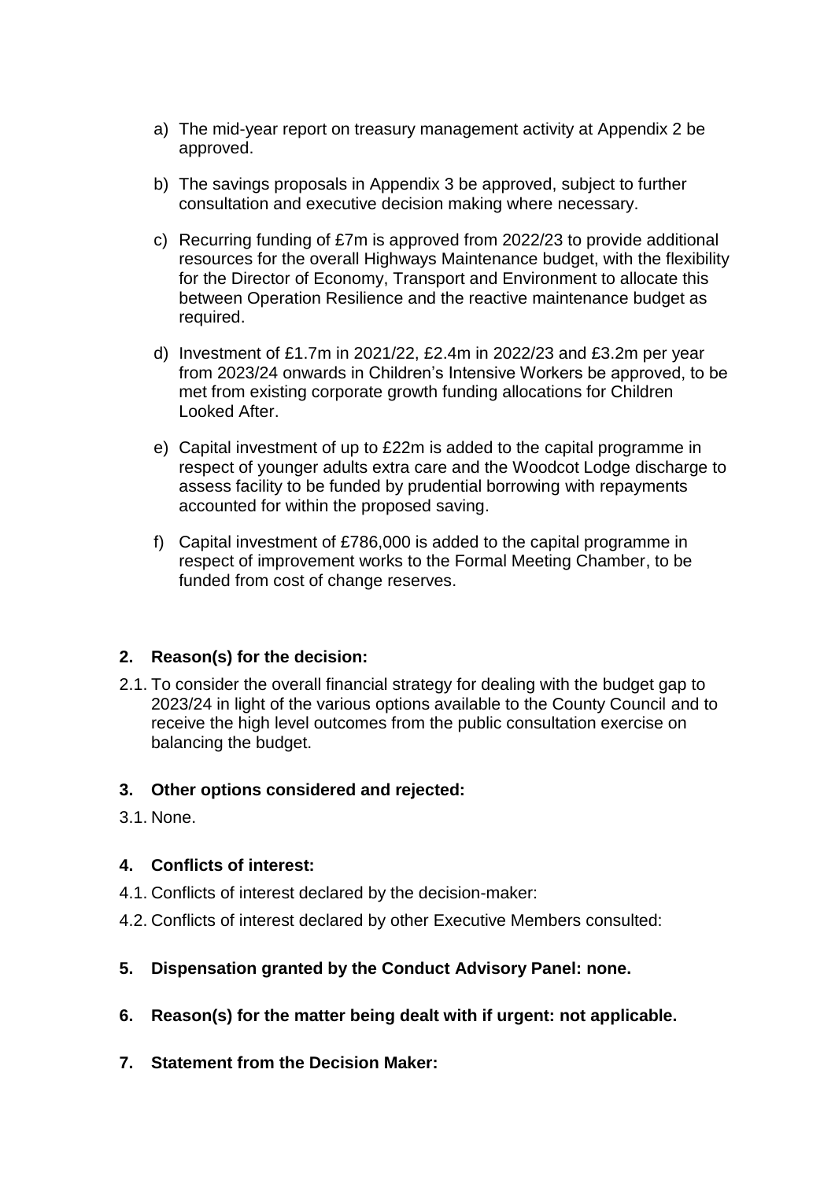a) The mid-year report on treasury management activity at Appendix 2 be approved.

b) The savings proposals in Appendix 3 be approved, subject to further consultation and executive decision making where necessary.

c) Recurring funding of £7m is approved from 2022/23 to provide additional resources for the overall Highways Maintenance budget, with the flexibility for the Director of Economy, Transport and Environment to allocate this between Operation Resilience and the reactive maintenance budget as required.

d) Investment of £1.7m in 2021/22, £2.4m in 2022/23 and £3.2m per year from 2023/24 onwards in Children's Intensive Workers be approved, to be met from existing corporate growth funding allocations for Children Looked After.

e) Capital investment of up to £22m is added to the capital programme in respect of younger adults extra care and the Woodcot Lodge discharge to assess facility to be funded by prudential borrowing with repayments accounted for within the proposed saving.

f) Capital investment of £786,000 is added to the capital programme in respect of improvement works to the Formal Meeting Chamber, to be funded from cost of change reserves.

## 2. Reason(s) for the decision:

2.1. To consider the overall financial strategy for dealing with the budget gap to 2023/24 in light of the various options available to the County Council and to receive the high level outcomes from the public consultation exercise on balancing the budget.

## 3. Other options considered and rejected:

3.1. None.

## 4. Conflicts of interest:

4.1. Conflicts of interest declared by the decision-maker:

4.2. Conflicts of interest declared by other Executive Members consulted:

## 5. Dispensation granted by the Conduct Advisory Panel: none.

## 6. Reason(s) for the matter being dealt with if urgent: not applicable.

## 7. Statement from the Decision Maker: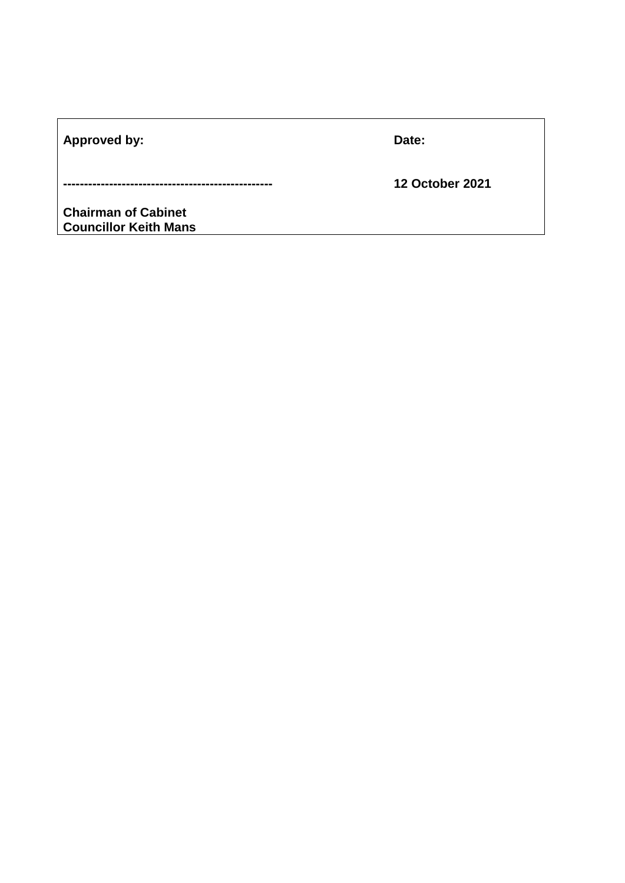| | |
|---|---|
| **Approved by:** | **Date:** |
| **-------------------------------------------------** | **12 October 2021** |
| **Chairman of Cabinet**<br>**Councillor Keith Mans** | |